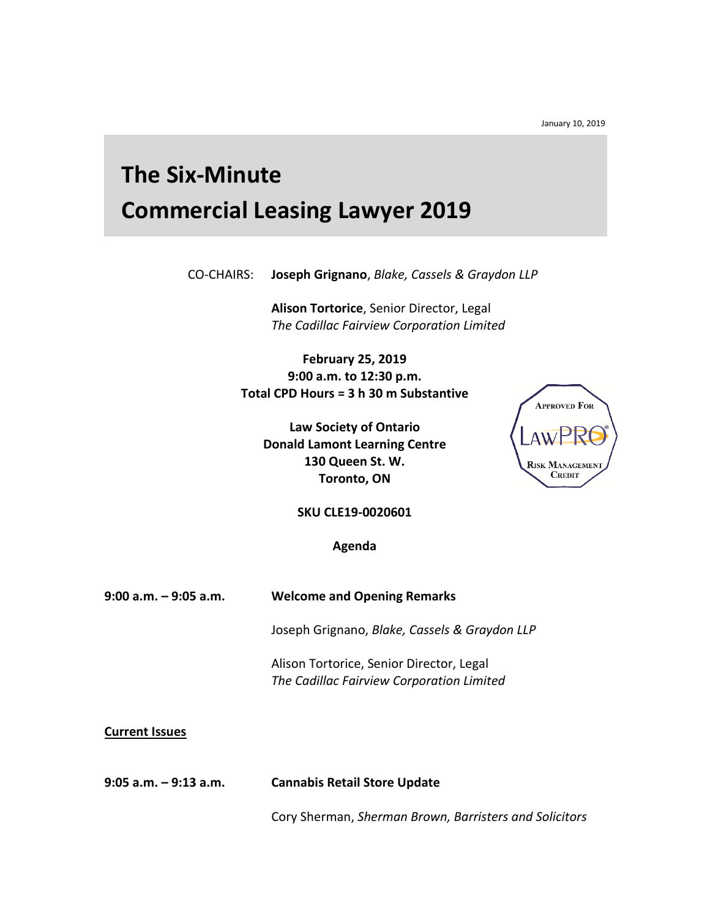January 10, 2019

# The Six-Minute Commercial Leasing Lawyer 2019

CO-CHAIRS: **Joseph Grignano**, *Blake, Cassels & Graydon LLP*

**Alison Tortorice**, Senior Director, Legal
*The Cadillac Fairview Corporation Limited*

**February 25, 2019**
**9:00 a.m. to 12:30 p.m.**
**Total CPD Hours = 3 h 30 m Substantive**

**Law Society of Ontario**
**Donald Lamont Learning Centre**
**130 Queen St. W.**
**Toronto, ON**

Approved For LawPRO® Risk Management Credit

**SKU CLE19-0020601**

**Agenda**

**9:00 a.m. – 9:05 a.m.** **Welcome and Opening Remarks**

Joseph Grignano, *Blake, Cassels & Graydon LLP*

Alison Tortorice, Senior Director, Legal
*The Cadillac Fairview Corporation Limited*

**Current Issues**

**9:05 a.m. – 9:13 a.m.** **Cannabis Retail Store Update**

Cory Sherman, *Sherman Brown, Barristers and Solicitors*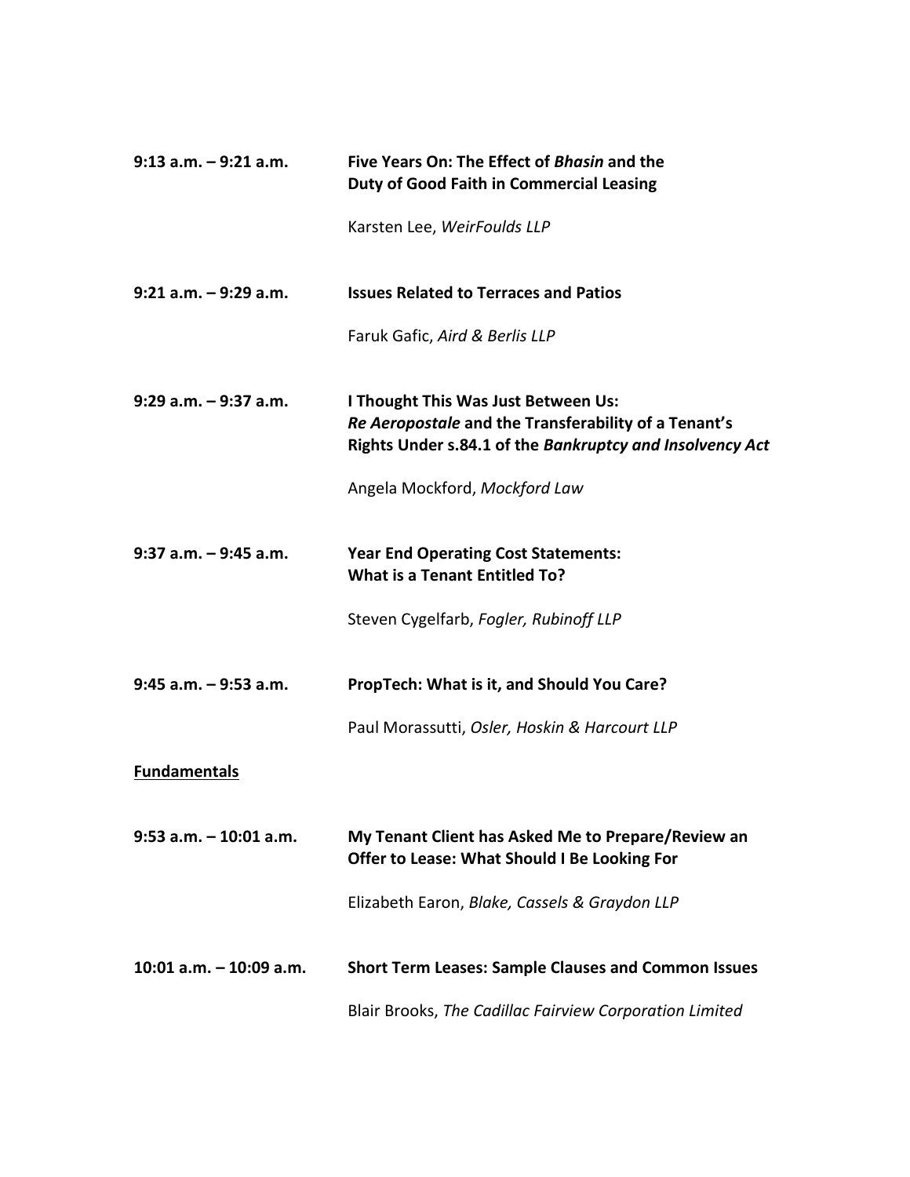**9:13 a.m. – 9:21 a.m.** **Five Years On: The Effect of *Bhasin* and the Duty of Good Faith in Commercial Leasing**

Karsten Lee, *WeirFoulds LLP*

**9:21 a.m. – 9:29 a.m.** **Issues Related to Terraces and Patios**

Faruk Gafic, *Aird & Berlis LLP*

**9:29 a.m. – 9:37 a.m.** **I Thought This Was Just Between Us: *Re Aeropostale* and the Transferability of a Tenant's Rights Under s.84.1 of the *Bankruptcy and Insolvency Act***

Angela Mockford, *Mockford Law*

**9:37 a.m. – 9:45 a.m.** **Year End Operating Cost Statements: What is a Tenant Entitled To?**

Steven Cygelfarb, *Fogler, Rubinoff LLP*

**9:45 a.m. – 9:53 a.m.** **PropTech: What is it, and Should You Care?**

Paul Morassutti, *Osler, Hoskin & Harcourt LLP*

**<u>Fundamentals</u>**

**9:53 a.m. – 10:01 a.m.** **My Tenant Client has Asked Me to Prepare/Review an Offer to Lease: What Should I Be Looking For**

Elizabeth Earon, *Blake, Cassels & Graydon LLP*

**10:01 a.m. – 10:09 a.m.** **Short Term Leases: Sample Clauses and Common Issues**

Blair Brooks, *The Cadillac Fairview Corporation Limited*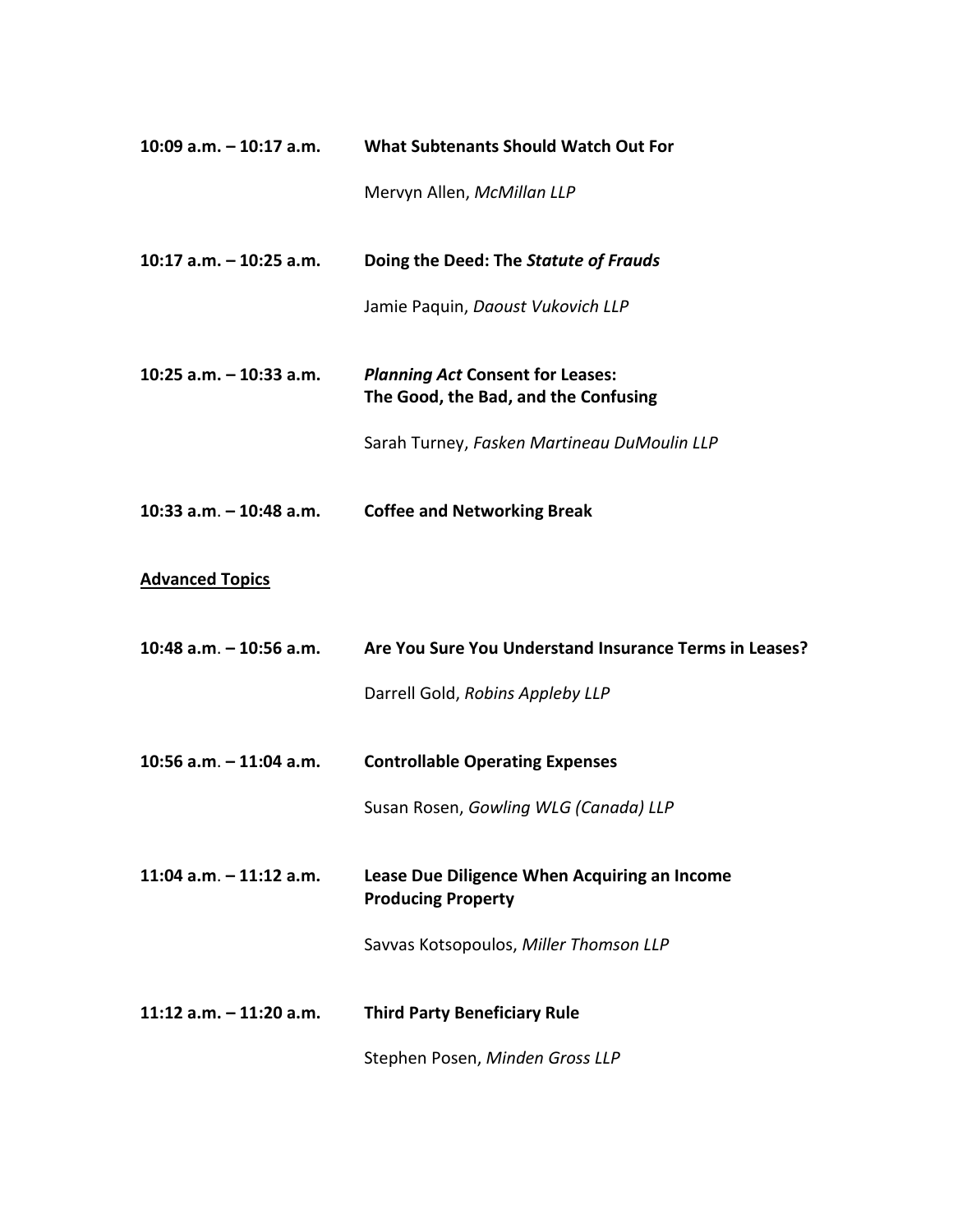**10:09 a.m. – 10:17 a.m.** **What Subtenants Should Watch Out For**

Mervyn Allen, *McMillan LLP*

**10:17 a.m. – 10:25 a.m.** **Doing the Deed: The *Statute of Frauds***

Jamie Paquin, *Daoust Vukovich LLP*

**10:25 a.m. – 10:33 a.m.** ***Planning Act* Consent for Leases: The Good, the Bad, and the Confusing**

Sarah Turney, *Fasken Martineau DuMoulin LLP*

**10:33 a.m. – 10:48 a.m.** **Coffee and Networking Break**

**<u>Advanced Topics</u>**

**10:48 a.m. – 10:56 a.m.** **Are You Sure You Understand Insurance Terms in Leases?**

Darrell Gold, *Robins Appleby LLP*

**10:56 a.m. – 11:04 a.m.** **Controllable Operating Expenses**

Susan Rosen, *Gowling WLG (Canada) LLP*

**11:04 a.m. – 11:12 a.m.** **Lease Due Diligence When Acquiring an Income Producing Property**

Savvas Kotsopoulos, *Miller Thomson LLP*

**11:12 a.m. – 11:20 a.m.** **Third Party Beneficiary Rule**

Stephen Posen, *Minden Gross LLP*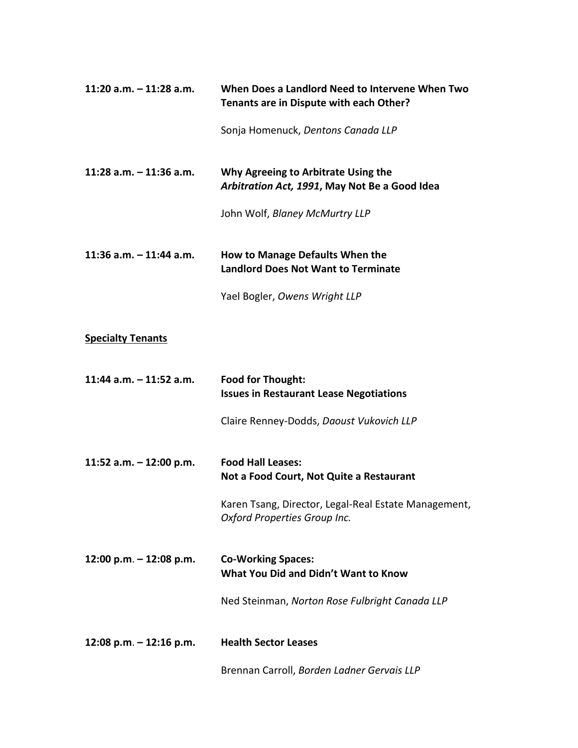**11:20 a.m. – 11:28 a.m.** **When Does a Landlord Need to Intervene When Two Tenants are in Dispute with each Other?**

Sonja Homenuck, *Dentons Canada LLP*

**11:28 a.m. – 11:36 a.m.** **Why Agreeing to Arbitrate Using the *Arbitration Act, 1991*, May Not Be a Good Idea**

John Wolf, *Blaney McMurtry LLP*

**11:36 a.m. – 11:44 a.m.** **How to Manage Defaults When the Landlord Does Not Want to Terminate**

Yael Bogler, *Owens Wright LLP*

**Specialty Tenants**

**11:44 a.m. – 11:52 a.m.** **Food for Thought: Issues in Restaurant Lease Negotiations**

Claire Renney-Dodds, *Daoust Vukovich LLP*

**11:52 a.m. – 12:00 p.m.** **Food Hall Leases: Not a Food Court, Not Quite a Restaurant**

Karen Tsang, Director, Legal-Real Estate Management, *Oxford Properties Group Inc.*

**12:00 p.m. – 12:08 p.m.** **Co-Working Spaces: What You Did and Didn't Want to Know**

Ned Steinman, *Norton Rose Fulbright Canada LLP*

**12:08 p.m. – 12:16 p.m.** **Health Sector Leases**

Brennan Carroll, *Borden Ladner Gervais LLP*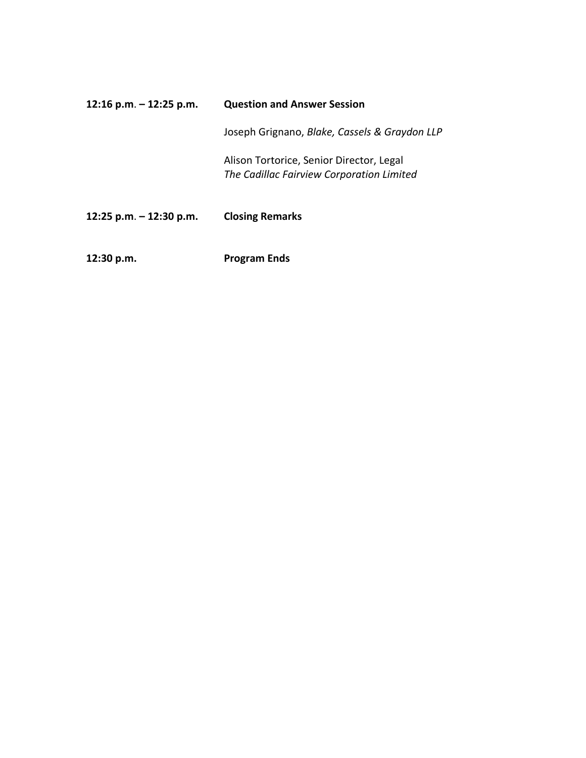**12:16 p.m. – 12:25 p.m.** **Question and Answer Session**

Joseph Grignano, *Blake, Cassels & Graydon LLP*

Alison Tortorice, Senior Director, Legal
*The Cadillac Fairview Corporation Limited*

**12:25 p.m. – 12:30 p.m.** **Closing Remarks**

**12:30 p.m.** **Program Ends**